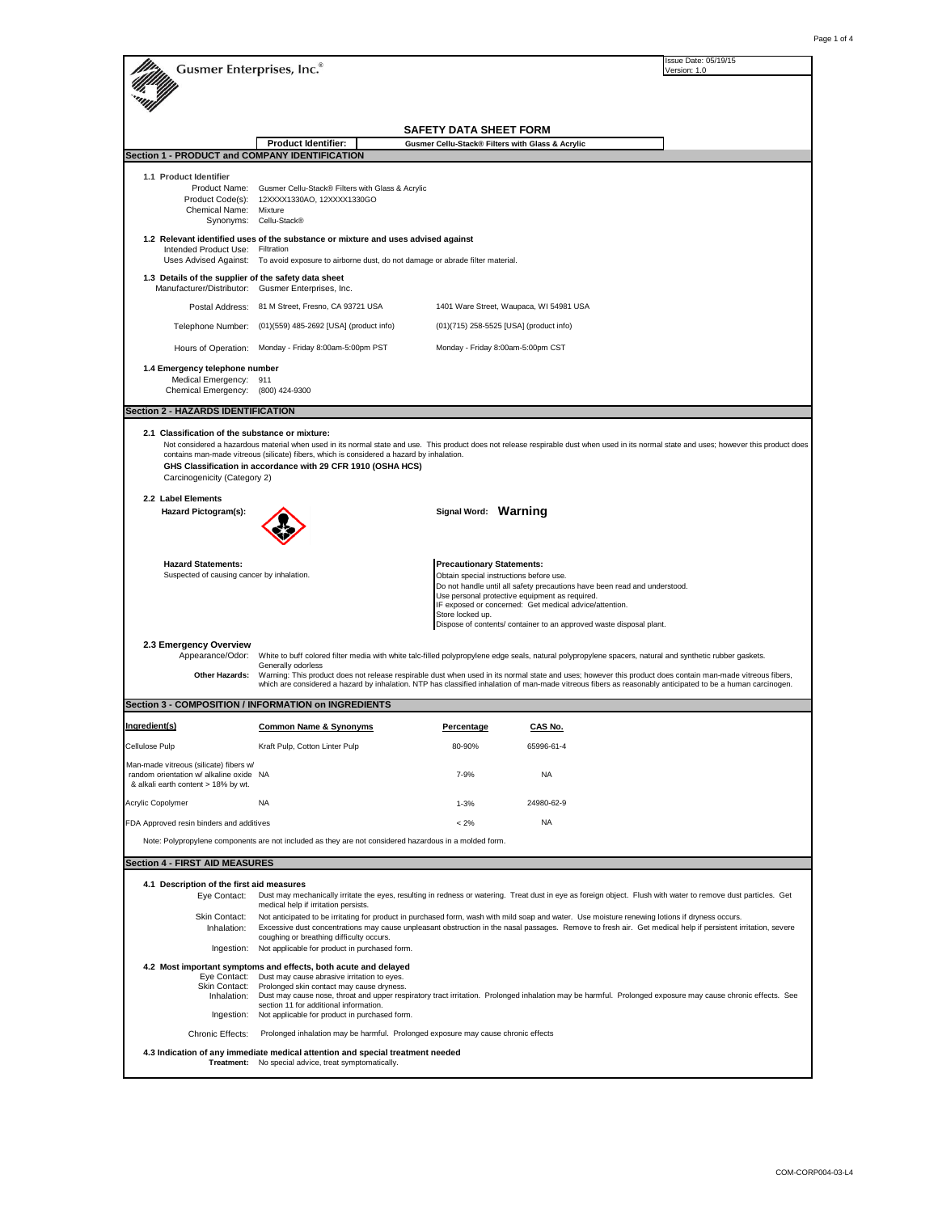Gusmer Enterprises, Inc.®

Issue Date: 05/19/15
Version: 1.0

# SAFETY DATA SHEET FORM

**Product Identifier:** Gusmer Cellu-Stack® Filters with Glass & Acrylic

## Section 1 - PRODUCT and COMPANY IDENTIFICATION

**1.1 Product Identifier**

- Product Name: Gusmer Cellu-Stack® Filters with Glass & Acrylic
- Product Code(s): 12XXXX1330AO, 12XXXX1330GO
- Chemical Name: Mixture
- Synonyms: Cellu-Stack®

**1.2 Relevant identified uses of the substance or mixture and uses advised against**

- Intended Product Use: Filtration
- Uses Advised Against: To avoid exposure to airborne dust, do not damage or abrade filter material.

**1.3 Details of the supplier of the safety data sheet**

Manufacturer/Distributor: Gusmer Enterprises, Inc.

| | | |
|---|---|---|
| Postal Address: | 81 M Street, Fresno, CA 93721 USA | 1401 Ware Street, Waupaca, WI 54981 USA |
| Telephone Number: | (01)(559) 485-2692 [USA] (product info) | (01)(715) 258-5525 [USA] (product info) |
| Hours of Operation: | Monday - Friday 8:00am-5:00pm PST | Monday - Friday 8:00am-5:00pm CST |

**1.4 Emergency telephone number**

- Medical Emergency: 911
- Chemical Emergency: (800) 424-9300

## Section 2 - HAZARDS IDENTIFICATION

**2.1 Classification of the substance or mixture:**

Not considered a hazardous material when used in its normal state and use. This product does not release respirable dust when used in its normal state and uses; however this product does contains man-made vitreous (silicate) fibers, which is considered a hazard by inhalation.

**GHS Classification in accordance with 29 CFR 1910 (OSHA HCS)**

Carcinogenicity (Category 2)

**2.2 Label Elements**

**Hazard Pictogram(s):**

**Signal Word: Warning**

**Hazard Statements:**

Suspected of causing cancer by inhalation.

**Precautionary Statements:**

Obtain special instructions before use.
Do not handle until all safety precautions have been read and understood.
Use personal protective equipment as required.
IF exposed or concerned: Get medical advice/attention.
Store locked up.
Dispose of contents/ container to an approved waste disposal plant.

**2.3 Emergency Overview**

- Appearance/Odor: White to buff colored filter media with white talc-filled polypropylene edge seals, natural polypropylene spacers, natural and synthetic rubber gaskets. Generally odorless
- **Other Hazards:** Warning: This product does not release respirable dust when used in its normal state and uses; however this product does contain man-made vitreous fibers, which are considered a hazard by inhalation. NTP has classified inhalation of man-made vitreous fibers as reasonably anticipated to be a human carcinogen.

## Section 3 - COMPOSITION / INFORMATION on INGREDIENTS

| Ingredient(s) | Common Name & Synonyms | Percentage | CAS No. |
|---|---|---|---|
| Cellulose Pulp | Kraft Pulp, Cotton Linter Pulp | 80-90% | 65996-61-4 |
| Man-made vitreous (silicate) fibers w/ random orientation w/ alkaline oxide & alkali earth content > 18% by wt. | NA | 7-9% | NA |
| Acrylic Copolymer | NA | 1-3% | 24980-62-9 |
| FDA Approved resin binders and additives | | < 2% | NA |

Note: Polypropylene components are not included as they are not considered hazardous in a molded form.

## Section 4 - FIRST AID MEASURES

**4.1 Description of the first aid measures**

- Eye Contact: Dust may mechanically irritate the eyes, resulting in redness or watering. Treat dust in eye as foreign object. Flush with water to remove dust particles. Get medical help if irritation persists.
- Skin Contact: Not anticipated to be irritating for product in purchased form, wash with mild soap and water. Use moisture renewing lotions if dryness occurs.
- Inhalation: Excessive dust concentrations may cause unpleasant obstruction in the nasal passages. Remove to fresh air. Get medical help if persistent irritation, severe coughing or breathing difficulty occurs.
- Ingestion: Not applicable for product in purchased form.

**4.2 Most important symptoms and effects, both acute and delayed**

- Eye Contact: Dust may cause abrasive irritation to eyes.
- Skin Contact: Prolonged skin contact may cause dryness.
- Inhalation: Dust may cause nose, throat and upper respiratory tract irritation. Prolonged inhalation may be harmful. Prolonged exposure may cause chronic effects. See section 11 for additional information.
- Ingestion: Not applicable for product in purchased form.
- Chronic Effects: Prolonged inhalation may be harmful. Prolonged exposure may cause chronic effects

**4.3 Indication of any immediate medical attention and special treatment needed**

**Treatment:** No special advice, treat symptomatically.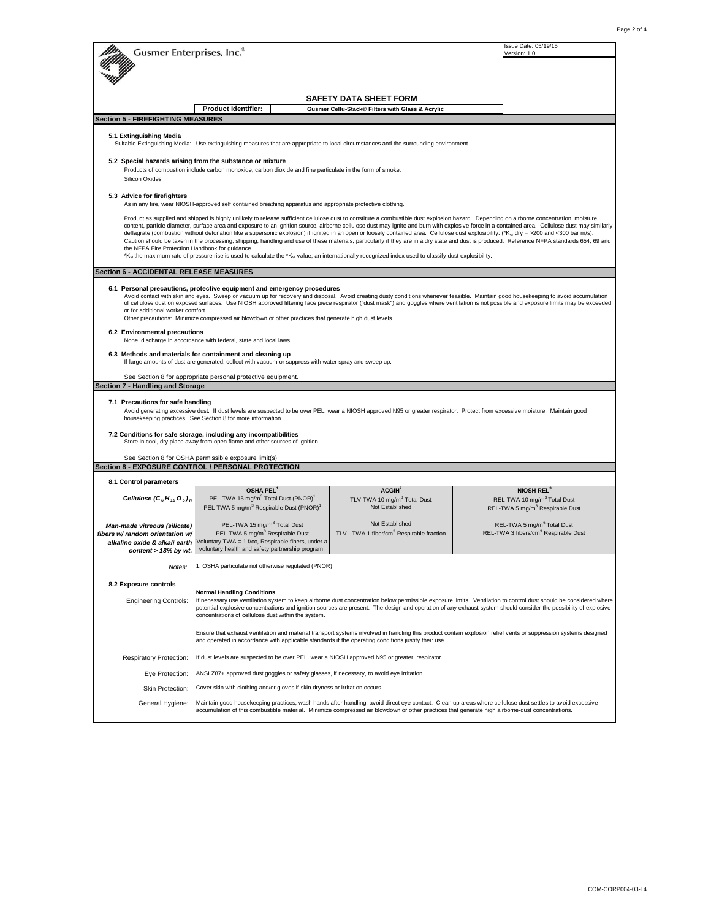Gusmer Enterprises, Inc.®

Issue Date: 05/19/15
Version: 1.0

## SAFETY DATA SHEET FORM

**Product Identifier:** Gusmer Cellu-Stack® Filters with Glass & Acrylic

## Section 5 - FIREFIGHTING MEASURES

### 5.1 Extinguishing Media

Suitable Extinguishing Media: Use extinguishing measures that are appropriate to local circumstances and the surrounding environment.

### 5.2 Special hazards arising from the substance or mixture

Products of combustion include carbon monoxide, carbon dioxide and fine particulate in the form of smoke.

Silicon Oxides

### 5.3 Advice for firefighters

As in any fire, wear NIOSH-approved self contained breathing apparatus and appropriate protective clothing.

Product as supplied and shipped is highly unlikely to release sufficient cellulose dust to constitute a combustible dust explosion hazard. Depending on airborne concentration, moisture content, particle diameter, surface area and exposure to an ignition source, airborne cellulose dust may ignite and burn with explosive force in a contained area. Cellulose dust may similarly deflagrate (combustion without detonation like a supersonic explosion) if ignited in an open or loosely contained area. Cellulose dust explosibility: (*$K_{st}$ dry = >200 and <300 bar m/s). Caution should be taken in the processing, shipping, handling and use of these materials, particularly if they are in a dry state and dust is produced. Reference NFPA standards 654, 69 and the NFPA Fire Protection Handbook for guidance.

*$K_{st}$ the maximum rate of pressure rise is used to calculate the *$K_{st}$ value; an internationally recognized index used to classify dust explosibility.

## Section 6 - ACCIDENTAL RELEASE MEASURES

### 6.1 Personal precautions, protective equipment and emergency procedures

Avoid contact with skin and eyes. Sweep or vacuum up for recovery and disposal. Avoid creating dusty conditions whenever feasible. Maintain good housekeeping to avoid accumulation of cellulose dust on exposed surfaces. Use NIOSH approved filtering face piece respirator ("dust mask") and goggles where ventilation is not possible and exposure limits may be exceeded or for additional worker comfort.

Other precautions: Minimize compressed air blowdown or other practices that generate high dust levels.

### 6.2 Environmental precautions

None, discharge in accordance with federal, state and local laws.

### 6.3 Methods and materials for containment and cleaning up

If large amounts of dust are generated, collect with vacuum or suppress with water spray and sweep up.

See Section 8 for appropriate personal protective equipment.

## Section 7 - Handling and Storage

### 7.1 Precautions for safe handling

Avoid generating excessive dust. If dust levels are suspected to be over PEL, wear a NIOSH approved N95 or greater respirator. Protect from excessive moisture. Maintain good housekeeping practices. See Section 8 for more information

### 7.2 Conditions for safe storage, including any incompatibilities

Store in cool, dry place away from open flame and other sources of ignition.

See Section 8 for OSHA permissible exposure limit(s)

## Section 8 - EXPOSURE CONTROL / PERSONAL PROTECTION

### 8.1 Control parameters

| | OSHA PEL[1] | ACGIH[2] | NIOSH REL[3] |
|---|---|---|---|
| ***Cellulose*** ***$(C_6H_{10}O_5)_n$*** | PEL-TWA 15 mg/m³ Total Dust (PNOR)[1]<br>PEL-TWA 5 mg/m³ Respirable Dust (PNOR)[1] | TLV-TWA 10 mg/m³ Total Dust<br>Not Established | REL-TWA 10 mg/m³ Total Dust<br>REL-TWA 5 mg/m³ Respirable Dust |
| ***Man-made vitreous (silicate) fibers w/ random orientation w/ alkaline oxide & alkali earth content > 18% by wt.*** | PEL-TWA 15 mg/m³ Total Dust<br>PEL-TWA 5 mg/m³ Respirable Dust<br>Voluntary TWA = 1 f/cc, Respirable fibers, under a voluntary health and safety partnership program. | Not Established<br>TLV - TWA 1 fiber/cm³ Respirable fraction | REL-TWA 5 mg/m³ Total Dust<br>REL-TWA 3 fibers/cm³ Respirable Dust |

*Notes:* 1. OSHA particulate not otherwise regulated (PNOR)

### 8.2 Exposure controls

**Engineering Controls:**

**Normal Handling Conditions**

If necessary use ventilation system to keep airborne dust concentration below permissible exposure limits. Ventilation to control dust should be considered where potential explosive concentrations and ignition sources are present. The design and operation of any exhaust system should consider the possibility of explosive concentrations of cellulose dust within the system.

Ensure that exhaust ventilation and material transport systems involved in handling this product contain explosion relief vents or suppression systems designed and operated in accordance with applicable standards if the operating conditions justify their use.

**Respiratory Protection:** If dust levels are suspected to be over PEL, wear a NIOSH approved N95 or greater respirator.

**Eye Protection:** ANSI Z87+ approved dust goggles or safety glasses, if necessary, to avoid eye irritation.

**Skin Protection:** Cover skin with clothing and/or gloves if skin dryness or irritation occurs.

**General Hygiene:** Maintain good housekeeping practices, wash hands after handling, avoid direct eye contact. Clean up areas where cellulose dust settles to avoid excessive accumulation of this combustible material. Minimize compressed air blowdown or other practices that generate high airborne-dust concentrations.

COM-CORP004-03-L4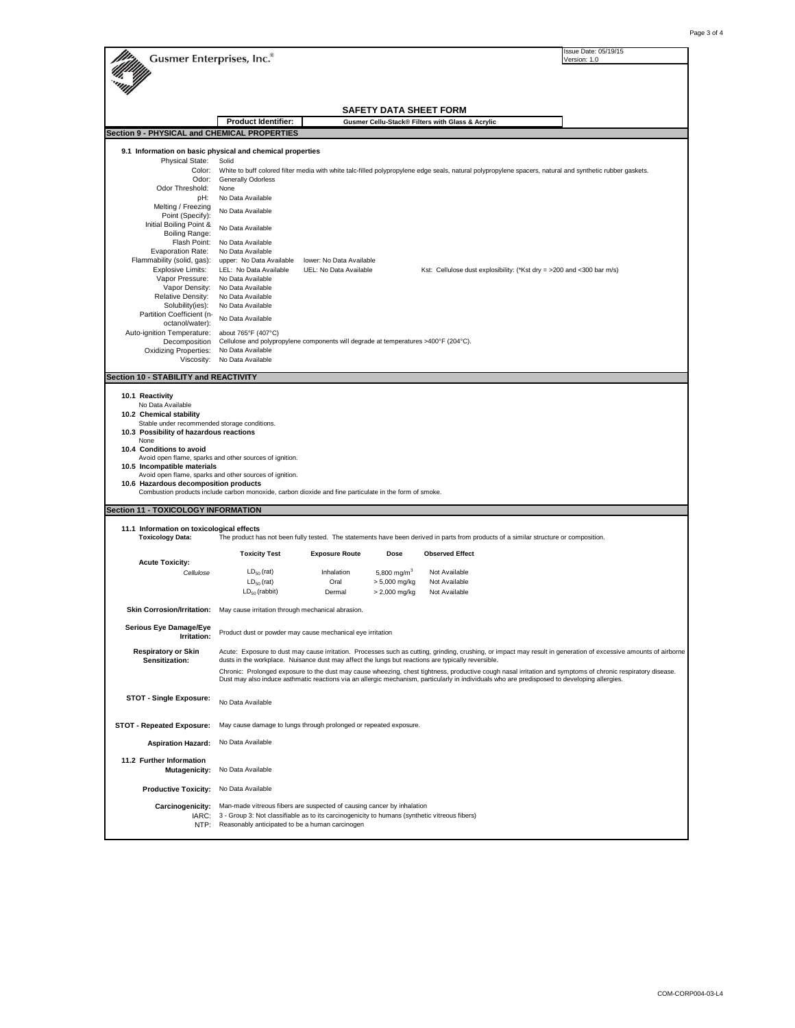Gusmer Enterprises, Inc.®

Issue Date: 05/19/15
Version: 1.0

## SAFETY DATA SHEET FORM

**Product Identifier:** **Gusmer Cellu-Stack® Filters with Glass & Acrylic**

## Section 9 - PHYSICAL and CHEMICAL PROPERTIES

### 9.1 Information on basic physical and chemical properties

| Property | Value | | |
|---|---|---|---|
| Physical State: | Solid | | |
| Color: | White to buff colored filter media with white talc-filled polypropylene edge seals, natural polypropylene spacers, natural and synthetic rubber gaskets. | | |
| Odor: | Generally Odorless | | |
| Odor Threshold: | None | | |
| pH: | No Data Available | | |
| Melting / Freezing Point (Specify): | No Data Available | | |
| Initial Boiling Point & Boiling Range: | No Data Available | | |
| Flash Point: | No Data Available | | |
| Evaporation Rate: | No Data Available | | |
| Flammability (solid, gas): | upper: No Data Available | lower: No Data Available | |
| Explosive Limits: | LEL: No Data Available | UEL: No Data Available | Kst: Cellulose dust explosibility: (*Kst dry = >200 and <300 bar m/s) |
| Vapor Pressure: | No Data Available | | |
| Vapor Density: | No Data Available | | |
| Relative Density: | No Data Available | | |
| Solubility(ies): | No Data Available | | |
| Partition Coefficient (n-octanol/water): | No Data Available | | |
| Auto-ignition Temperature: | about 765°F (407°C) | | |
| Decomposition | Cellulose and polypropylene components will degrade at temperatures >400°F (204°C). | | |
| Oxidizing Properties: | No Data Available | | |
| Viscosity: | No Data Available | | |

## Section 10 - STABILITY and REACTIVITY

**10.1 Reactivity**
No Data Available

**10.2 Chemical stability**
Stable under recommended storage conditions.

**10.3 Possibility of hazardous reactions**
None

**10.4 Conditions to avoid**
Avoid open flame, sparks and other sources of ignition.

**10.5 Incompatible materials**
Avoid open flame, sparks and other sources of ignition.

**10.6 Hazardous decomposition products**
Combustion products include carbon monoxide, carbon dioxide and fine particulate in the form of smoke.

## Section 11 - TOXICOLOGY INFORMATION

### 11.1 Information on toxicological effects

**Toxicology Data:** The product has not been fully tested. The statements have been derived in parts from products of a similar structure or composition.

| | Toxicity Test | Exposure Route | Dose | Observed Effect |
|---|---|---|---|---|
| **Acute Toxicity:** | | | | |
| *Cellulose* | $LD_{50}$ (rat) | Inhalation | 5,800 $mg/m^3$ | Not Available |
| | $LD_{50}$ (rat) | Oral | > 5,000 mg/kg | Not Available |
| | $LD_{50}$ (rabbit) | Dermal | > 2,000 mg/kg | Not Available |

**Skin Corrosion/Irritation:** May cause irritation through mechanical abrasion.

**Serious Eye Damage/Eye Irritation:** Product dust or powder may cause mechanical eye irritation

**Respiratory or Skin Sensitization:** Acute: Exposure to dust may cause irritation. Processes such as cutting, grinding, crushing, or impact may result in generation of excessive amounts of airborne dusts in the workplace. Nuisance dust may affect the lungs but reactions are typically reversible.

Chronic: Prolonged exposure to the dust may cause wheezing, chest tightness, productive cough nasal irritation and symptoms of chronic respiratory disease. Dust may also induce asthmatic reactions via an allergic mechanism, particularly in individuals who are predisposed to developing allergies.

**STOT - Single Exposure:** No Data Available

**STOT - Repeated Exposure:** May cause damage to lungs through prolonged or repeated exposure.

**Aspiration Hazard:** No Data Available

### 11.2 Further Information

**Mutagenicity:** No Data Available

**Productive Toxicity:** No Data Available

**Carcinogenicity:** Man-made vitreous fibers are suspected of causing cancer by inhalation
IARC: 3 - Group 3: Not classifiable as to its carcinogenicity to humans (synthetic vitreous fibers)
NTP: Reasonably anticipated to be a human carcinogen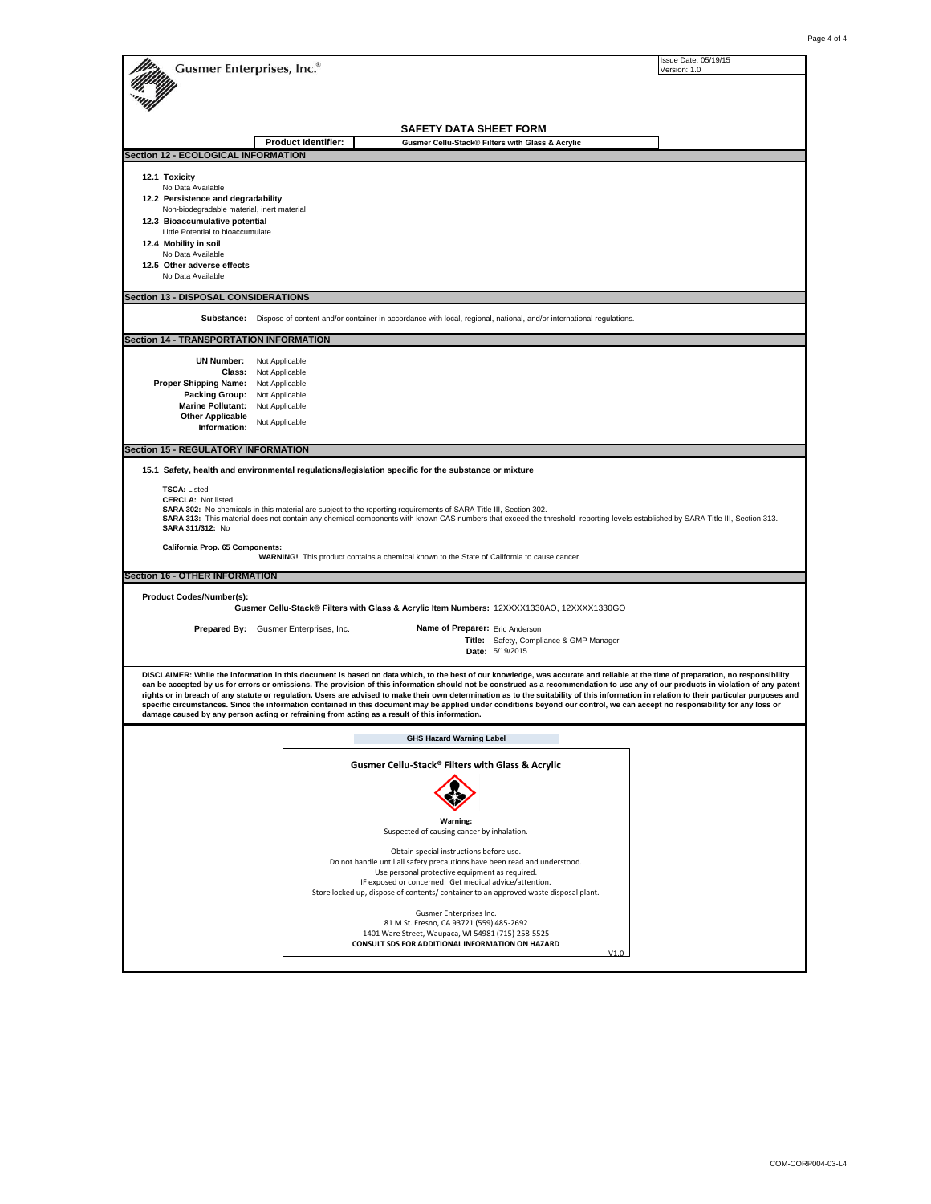Gusmer Enterprises, Inc.®

Issue Date: 05/19/15
Version: 1.0

# SAFETY DATA SHEET FORM

**Product Identifier:** Gusmer Cellu-Stack® Filters with Glass & Acrylic

## Section 12 - ECOLOGICAL INFORMATION

**12.1 Toxicity**
No Data Available

**12.2 Persistence and degradability**
Non-biodegradable material, inert material

**12.3 Bioaccumulative potential**
Little Potential to bioaccumulate.

**12.4 Mobility in soil**
No Data Available

**12.5 Other adverse effects**
No Data Available

## Section 13 - DISPOSAL CONSIDERATIONS

**Substance:** Dispose of content and/or container in accordance with local, regional, national, and/or international regulations.

## Section 14 - TRANSPORTATION INFORMATION

| | |
|---|---|
| **UN Number:** | Not Applicable |
| **Class:** | Not Applicable |
| **Proper Shipping Name:** | Not Applicable |
| **Packing Group:** | Not Applicable |
| **Marine Pollutant:** | Not Applicable |
| **Other Applicable Information:** | Not Applicable |

## Section 15 - REGULATORY INFORMATION

**15.1 Safety, health and environmental regulations/legislation specific for the substance or mixture**

**TSCA:** Listed
**CERCLA:** Not listed
**SARA 302:** No chemicals in this material are subject to the reporting requirements of SARA Title III, Section 302.
**SARA 313:** This material does not contain any chemical components with known CAS numbers that exceed the threshold reporting levels established by SARA Title III, Section 313.
**SARA 311/312:** No

**California Prop. 65 Components:**
**WARNING!** This product contains a chemical known to the State of California to cause cancer.

## Section 16 - OTHER INFORMATION

**Product Codes/Number(s):**
**Gusmer Cellu-Stack® Filters with Glass & Acrylic Item Numbers:** 12XXXX1330AO, 12XXXX1330GO

**Prepared By:** Gusmer Enterprises, Inc.
**Name of Preparer:** Eric Anderson
**Title:** Safety, Compliance & GMP Manager
**Date:** 5/19/2015

**DISCLAIMER: While the information in this document is based on data which, to the best of our knowledge, was accurate and reliable at the time of preparation, no responsibility can be accepted by us for errors or omissions. The provision of this information should not be construed as a recommendation to use any of our products in violation of any patent rights or in breach of any statute or regulation. Users are advised to make their own determination as to the suitability of this information in relation to their particular purposes and specific circumstances. Since the information contained in this document may be applied under conditions beyond our control, we can accept no responsibility for any loss or damage caused by any person acting or refraining from acting as a result of this information.**

### GHS Hazard Warning Label

**Gusmer Cellu-Stack® Filters with Glass & Acrylic**

**Warning:**
Suspected of causing cancer by inhalation.

Obtain special instructions before use.
Do not handle until all safety precautions have been read and understood.
Use personal protective equipment as required.
IF exposed or concerned: Get medical advice/attention.
Store locked up, dispose of contents/ container to an approved waste disposal plant.

Gusmer Enterprises Inc.
81 M St. Fresno, CA 93721 (559) 485-2692
1401 Ware Street, Waupaca, WI 54981 (715) 258-5525
**CONSULT SDS FOR ADDITIONAL INFORMATION ON HAZARD**

V1.0

COM-CORP004-03-L4